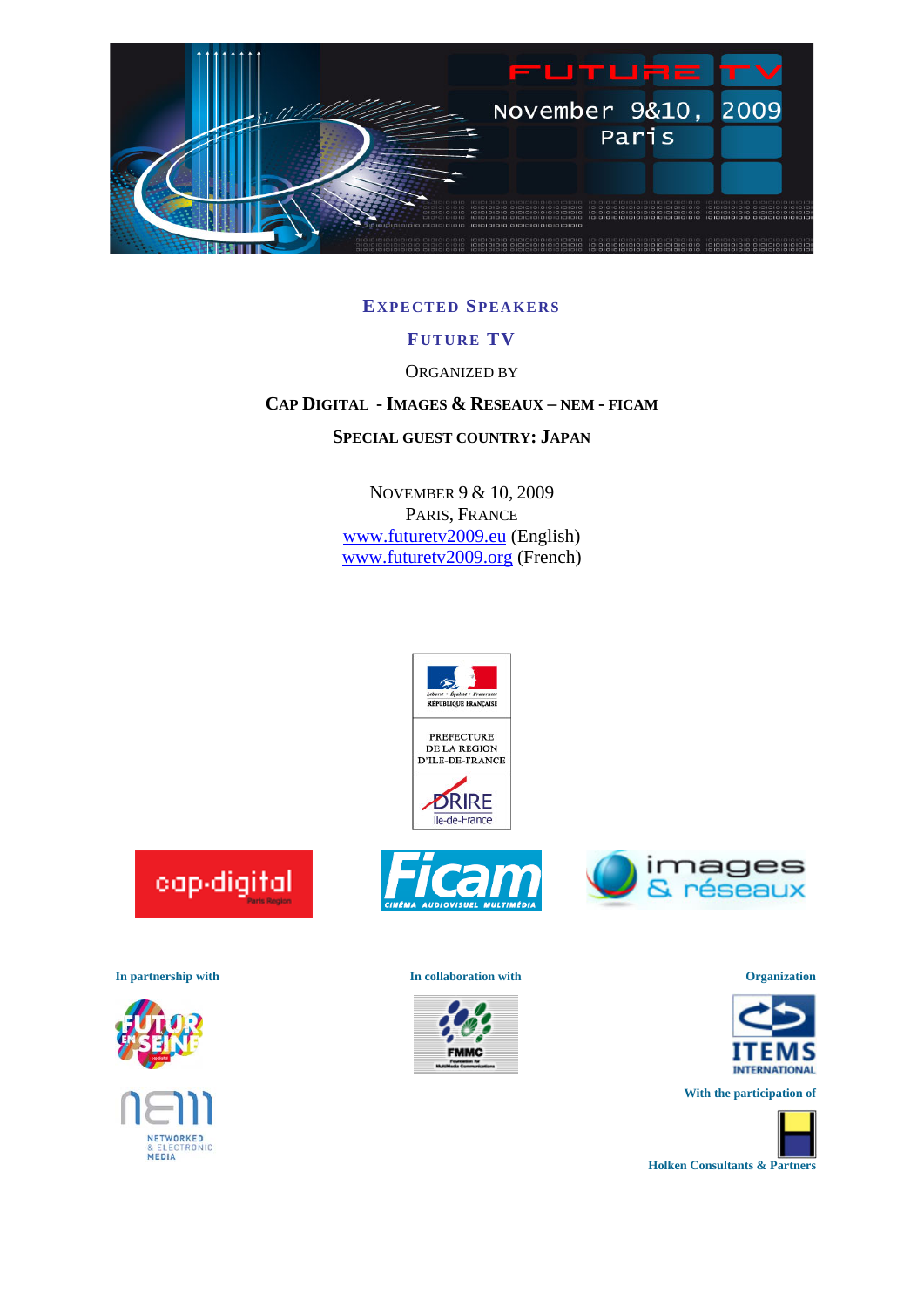# EXPECTED SPEAKERS

## FUTURE TV

ORGANIZED BY

**CAP DIGITAL - IMAGES & RESEAUX – NEM - FICAM**

**SPECIAL GUEST COUNTRY: JAPAN**

NOVEMBER 9 & 10, 2009
PARIS, FRANCE
www.futuretv2009.eu (English)
www.futuretv2009.org (French)

PREFECTURE
DE LA REGION
D'ILE-DE-FRANCE

**In partnership with**

**In collaboration with**

**Organization**

**With the participation of**

**Holken Consultants & Partners**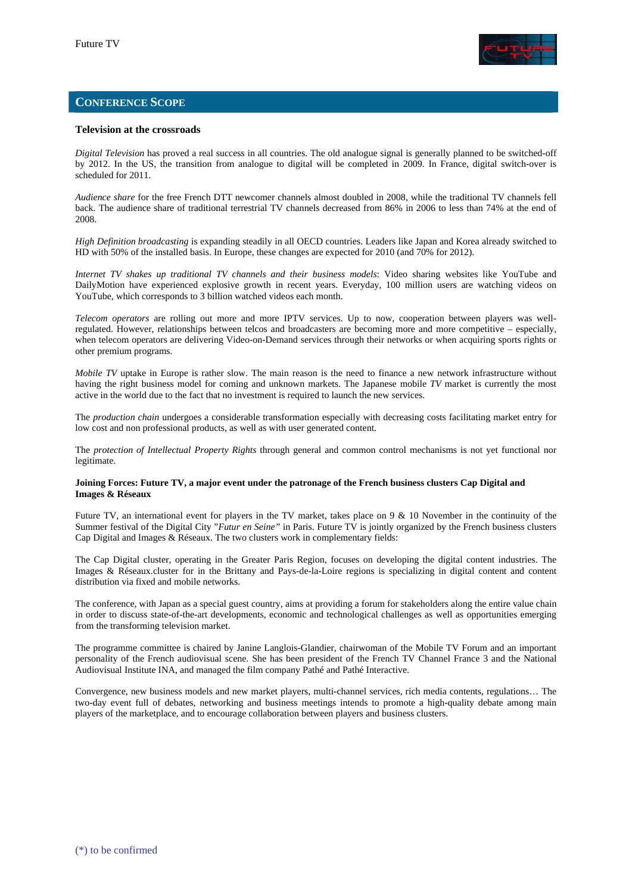## CONFERENCE SCOPE

### Television at the crossroads

*Digital Television* has proved a real success in all countries. The old analogue signal is generally planned to be switched-off by 2012. In the US, the transition from analogue to digital will be completed in 2009. In France, digital switch-over is scheduled for 2011.

*Audience share* for the free French DTT newcomer channels almost doubled in 2008, while the traditional TV channels fell back. The audience share of traditional terrestrial TV channels decreased from 86% in 2006 to less than 74% at the end of 2008.

*High Definition broadcasting* is expanding steadily in all OECD countries. Leaders like Japan and Korea already switched to HD with 50% of the installed basis. In Europe, these changes are expected for 2010 (and 70% for 2012).

*Internet TV shakes up traditional TV channels and their business models*: Video sharing websites like YouTube and DailyMotion have experienced explosive growth in recent years. Everyday, 100 million users are watching videos on YouTube, which corresponds to 3 billion watched videos each month.

*Telecom operators* are rolling out more and more IPTV services. Up to now, cooperation between players was well-regulated. However, relationships between telcos and broadcasters are becoming more and more competitive – especially, when telecom operators are delivering Video-on-Demand services through their networks or when acquiring sports rights or other premium programs.

*Mobile TV* uptake in Europe is rather slow. The main reason is the need to finance a new network infrastructure without having the right business model for coming and unknown markets. The Japanese mobile *TV* market is currently the most active in the world due to the fact that no investment is required to launch the new services.

The *production chain* undergoes a considerable transformation especially with decreasing costs facilitating market entry for low cost and non professional products, as well as with user generated content.

The *protection of Intellectual Property Rights* through general and common control mechanisms is not yet functional nor legitimate.

**Joining Forces: Future TV, a major event under the patronage of the French business clusters Cap Digital and Images & Réseaux**

Future TV, an international event for players in the TV market, takes place on 9 & 10 November in the continuity of the Summer festival of the Digital City "*Futur en Seine"* in Paris. Future TV is jointly organized by the French business clusters Cap Digital and Images & Réseaux. The two clusters work in complementary fields:

The Cap Digital cluster, operating in the Greater Paris Region, focuses on developing the digital content industries. The Images & Réseaux.cluster for in the Brittany and Pays-de-la-Loire regions is specializing in digital content and content distribution via fixed and mobile networks.

The conference, with Japan as a special guest country, aims at providing a forum for stakeholders along the entire value chain in order to discuss state-of-the-art developments, economic and technological challenges as well as opportunities emerging from the transforming television market.

The programme committee is chaired by Janine Langlois-Glandier, chairwoman of the Mobile TV Forum and an important personality of the French audiovisual scene. She has been president of the French TV Channel France 3 and the National Audiovisual Institute INA, and managed the film company Pathé and Pathé Interactive.

Convergence, new business models and new market players, multi-channel services, rich media contents, regulations… The two-day event full of debates, networking and business meetings intends to promote a high-quality debate among main players of the marketplace, and to encourage collaboration between players and business clusters.

(*) to be confirmed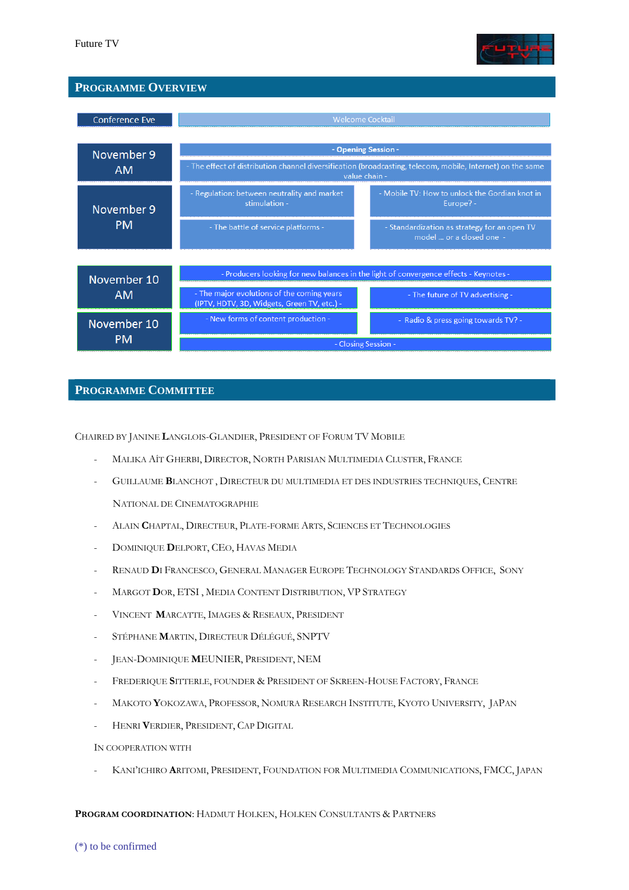## Programme Overview

| | | |
|---|---|---|
| Conference Eve | Welcome Cocktail | |
| November 9 AM | - Opening Session - | |
| | - The effect of distribution channel diversification (broadcasting, telecom, mobile, Internet) on the same value chain - | |
| November 9 PM | - Regulation: between neutrality and market stimulation - | - Mobile TV: How to unlock the Gordian knot in Europe? - |
| | - The battle of service platforms - | - Standardization as strategy for an open TV model ... or a closed one - |
| November 10 AM | - Producers looking for new balances in the light of convergence effects - Keynotes - | |
| | - The major evolutions of the coming years (IPTV, HDTV, 3D, Widgets, Green TV, etc.) - | - The future of TV advertising - |
| November 10 PM | - New forms of content production - | - Radio & press going towards TV? - |
| | - Closing Session - | |

## Programme Committee

Chaired by Janine **L**anglois-Glandier, President of Forum TV Mobile

- Malika Aït Gherbi, Director, North Parisian Multimedia Cluster, France
- Guillaume **B**lanchot , Directeur du multimedia et des industries techniques, Centre National de Cinematographie
- Alain **C**haptal, Directeur, Plate-forme Arts, Sciences et Technologies
- Dominique **D**elport, CEo, Havas Media
- Renaud **D**i Francesco, General Manager Europe Technology Standards Office, Sony
- Margot **D**or, ETSI , Media Content Distribution, VP Strategy
- Vincent **M**arcatte, Images & Reseaux, President
- Stéphane **M**artin, Directeur Délégué, SNPTV
- Jean-Dominique **MEUNIER**, President, NEM
- Frederique **S**itterle, founder & President of Skreen-House Factory, France
- Makoto **Y**okozawa, Professor, Nomura Research Institute, Kyoto University, Japan
- Henri **V**erdier, President, Cap Digital

In cooperation with

- Kani'ichiro **A**ritomi, President, Foundation for Multimedia Communications, FMCC, Japan

**Program coordination**: Hadmut Holken, Holken Consultants & Partners

(*) to be confirmed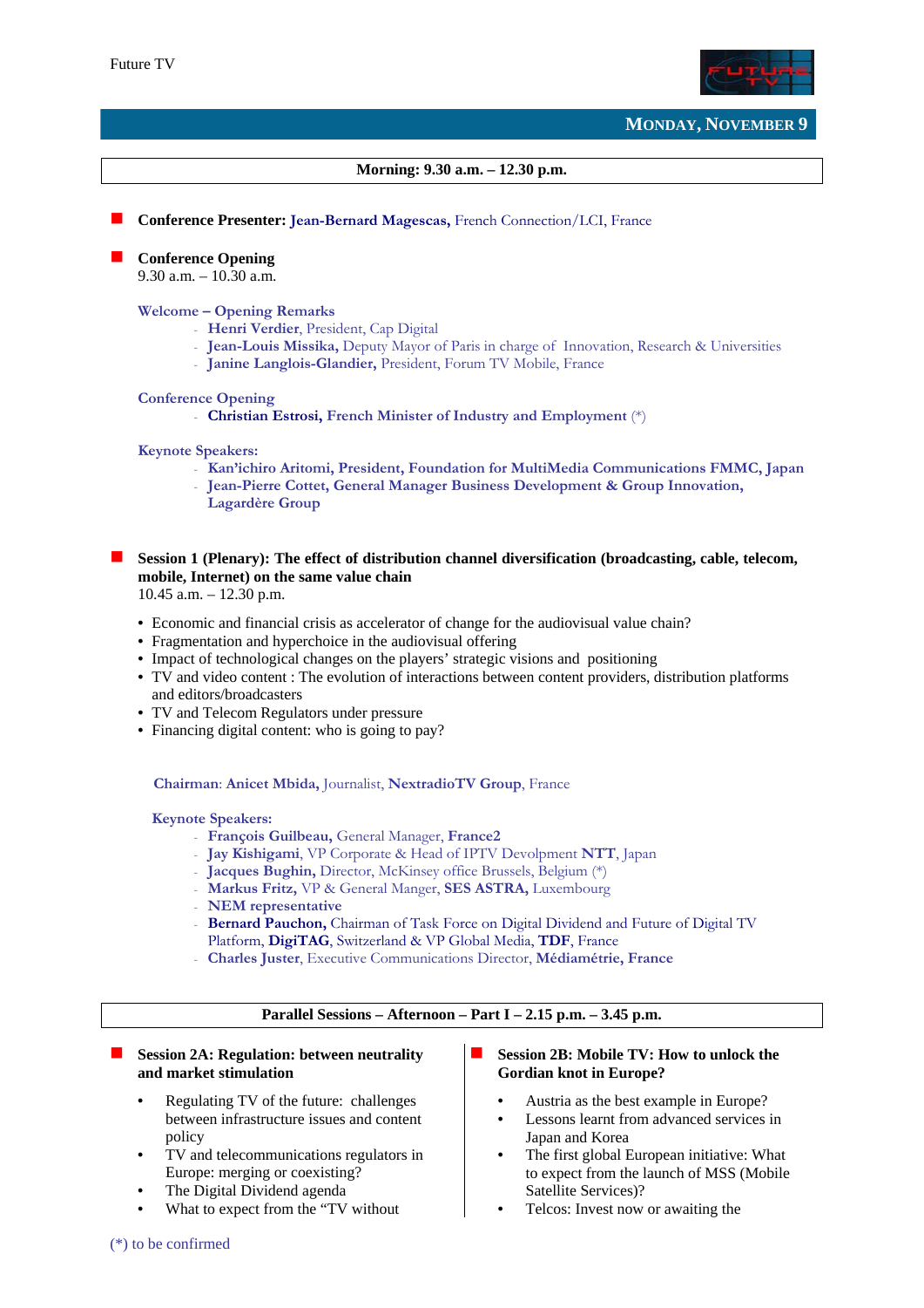## MONDAY, NOVEMBER 9

**Morning: 9.30 a.m. – 12.30 p.m.**

- **Conference Presenter: Jean-Bernard Magescas,** French Connection/LCI, France

- **Conference Opening**
9.30 a.m. – 10.30 a.m.

**Welcome – Opening Remarks**

- **Henri Verdier**, President, Cap Digital
- **Jean-Louis Missika,** Deputy Mayor of Paris in charge of Innovation, Research & Universities
- **Janine Langlois-Glandier,** President, Forum TV Mobile, France

**Conference Opening**

- **Christian Estrosi, French Minister of Industry and Employment** (*)

**Keynote Speakers:**

- **Kan'ichiro Aritomi, President, Foundation for MultiMedia Communications FMMC, Japan**
- **Jean-Pierre Cottet, General Manager Business Development & Group Innovation, Lagardère Group**

- **Session 1 (Plenary): The effect of distribution channel diversification (broadcasting, cable, telecom, mobile, Internet) on the same value chain**
10.45 a.m. – 12.30 p.m.

- Economic and financial crisis as accelerator of change for the audiovisual value chain?
- Fragmentation and hyperchoice in the audiovisual offering
- Impact of technological changes on the players' strategic visions and positioning
- TV and video content : The evolution of interactions between content providers, distribution platforms and editors/broadcasters
- TV and Telecom Regulators under pressure
- Financing digital content: who is going to pay?

**Chairman**: **Anicet Mbida,** Journalist, **NextradioTV Group**, France

**Keynote Speakers:**

- **François Guilbeau,** General Manager, **France2**
- **Jay Kishigami**, VP Corporate & Head of IPTV Devlopment **NTT**, Japan
- **Jacques Bughin,** Director, McKinsey office Brussels, Belgium (*)
- **Markus Fritz,** VP & General Manger, **SES ASTRA,** Luxembourg
- **NEM representative**
- **Bernard Pauchon,** Chairman of Task Force on Digital Dividend and Future of Digital TV Platform, **DigiTAG**, Switzerland & VP Global Media, **TDF**, France
- **Charles Juster**, Executive Communications Director, **Médiamétrie, France**

**Parallel Sessions – Afternoon – Part I – 2.15 p.m. – 3.45 p.m.**

- **Session 2A: Regulation: between neutrality and market stimulation**

  - Regulating TV of the future: challenges between infrastructure issues and content policy
  - TV and telecommunications regulators in Europe: merging or coexisting?
  - The Digital Dividend agenda
  - What to expect from the "TV without

- **Session 2B: Mobile TV: How to unlock the Gordian knot in Europe?**

  - Austria as the best example in Europe?
  - Lessons learnt from advanced services in Japan and Korea
  - The first global European initiative: What to expect from the launch of MSS (Mobile Satellite Services)?
  - Telcos: Invest now or awaiting the

(*) to be confirmed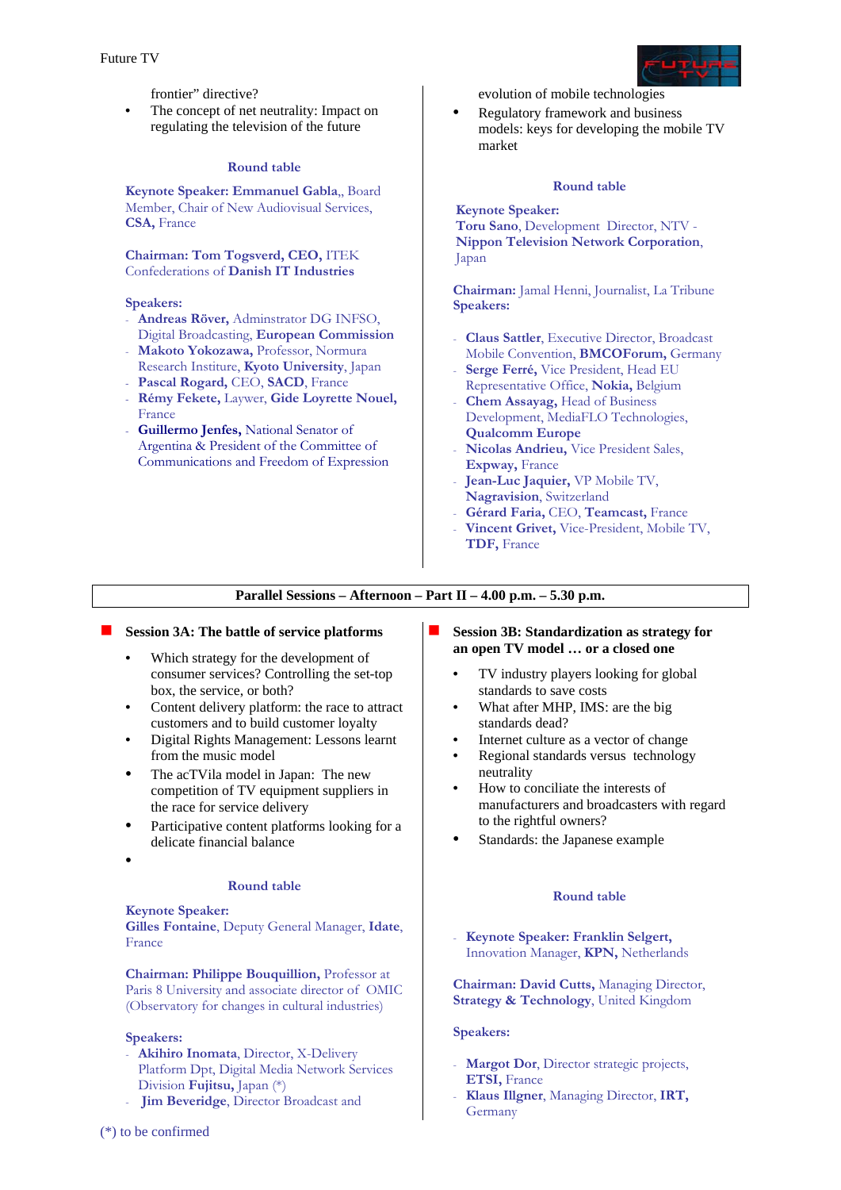frontier" directive?

- The concept of net neutrality: Impact on regulating the television of the future

### Round table

**Keynote Speaker: Emmanuel Gabla**,, Board Member, Chair of New Audiovisual Services, **CSA,** France

**Chairman: Tom Togsverd, CEO,** ITEK Confederations of **Danish IT Industries**

**Speakers:**

- **Andreas Röver,** Adminstrator DG INFSO, Digital Broadcasting, **European Commission**
- **Makoto Yokozawa,** Professor, Normura Research Institure, **Kyoto University**, Japan
- **Pascal Rogard,** CEO, **SACD**, France
- **Rémy Fekete,** Laywer, **Gide Loyrette Nouel,** France
- **Guillermo Jenfes,** National Senator of Argentina & President of the Committee of Communications and Freedom of Expression

evolution of mobile technologies

- Regulatory framework and business models: keys for developing the mobile TV market

### Round table

**Keynote Speaker:**
**Toru Sano**, Development Director, NTV - **Nippon Television Network Corporation**, Japan

**Chairman:** Jamal Henni, Journalist, La Tribune
**Speakers:**

- **Claus Sattler**, Executive Director, Broadcast Mobile Convention, **BMCOForum,** Germany
- **Serge Ferré,** Vice President, Head EU Representative Office, **Nokia,** Belgium
- **Chem Assayag,** Head of Business Development, MediaFLO Technologies, **Qualcomm Europe**
- **Nicolas Andrieu,** Vice President Sales, **Expway,** France
- **Jean-Luc Jaquier,** VP Mobile TV, **Nagravision**, Switzerland
- **Gérard Faria,** CEO, **Teamcast,** France
- **Vincent Grivet,** Vice-President, Mobile TV, **TDF,** France

## Parallel Sessions – Afternoon – Part II – 4.00 p.m. – 5.30 p.m.

### Session 3A: The battle of service platforms

- Which strategy for the development of consumer services? Controlling the set-top box, the service, or both?
- Content delivery platform: the race to attract customers and to build customer loyalty
- Digital Rights Management: Lessons learnt from the music model
- The acTVila model in Japan: The new competition of TV equipment suppliers in the race for service delivery
- Participative content platforms looking for a delicate financial balance

### Round table

**Keynote Speaker:**
**Gilles Fontaine**, Deputy General Manager, **Idate**, France

**Chairman: Philippe Bouquillion,** Professor at Paris 8 University and associate director of OMIC (Observatory for changes in cultural industries)

**Speakers:**

- **Akihiro Inomata**, Director, X-Delivery Platform Dpt, Digital Media Network Services Division **Fujitsu,** Japan (*)
- **Jim Beveridge**, Director Broadcast and

### Session 3B: Standardization as strategy for an open TV model … or a closed one

- TV industry players looking for global standards to save costs
- What after MHP, IMS: are the big standards dead?
- Internet culture as a vector of change
- Regional standards versus technology neutrality
- How to conciliate the interests of manufacturers and broadcasters with regard to the rightful owners?
- Standards: the Japanese example

### Round table

- **Keynote Speaker: Franklin Selgert,** Innovation Manager, **KPN,** Netherlands

**Chairman: David Cutts,** Managing Director, **Strategy & Technology**, United Kingdom

**Speakers:**

- **Margot Dor**, Director strategic projects, **ETSI,** France
- **Klaus Illgner**, Managing Director, **IRT,** Germany

(*) to be confirmed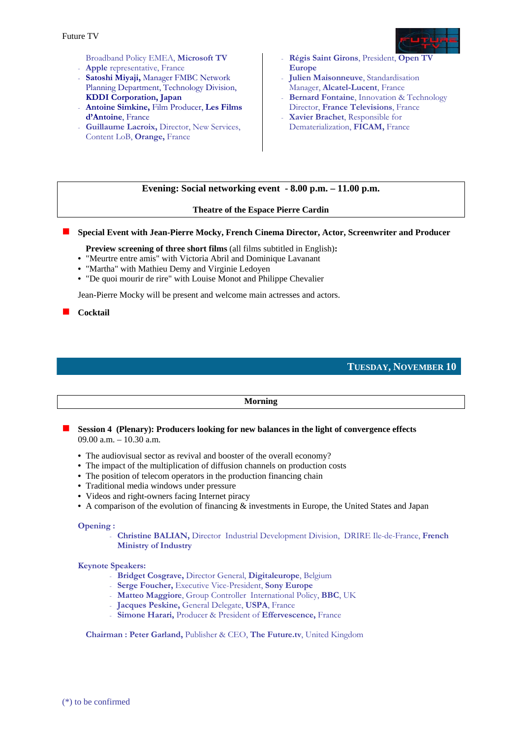- Broadband Policy EMEA, **Microsoft TV**
- **Apple** representative, France
- **Satoshi Miyaji,** Manager FMBC Network Planning Department, Technology Division, **KDDI Corporation, Japan**
- **Antoine Simkine,** Film Producer, **Les Films d'Antoine**, France
- **Guillaume Lacroix,** Director, New Services, Content LoB, **Orange,** France
- **Régis Saint Girons**, President, **Open TV Europe**
- **Julien Maisonneuve**, Standardisation Manager, **Alcatel-Lucent**, France
- **Bernard Fontaine**, Innovation & Technology Director, **France Televisions**, France
- **Xavier Brachet**, Responsible for Dematerialization, **FICAM,** France

**Evening: Social networking event - 8.00 p.m. – 11.00 p.m.**

**Theatre of the Espace Pierre Cardin**

- **Special Event with Jean-Pierre Mocky, French Cinema Director, Actor, Screenwriter and Producer**

  **Preview screening of three short films** (all films subtitled in English)**:**
  - "Meurtre entre amis" with Victoria Abril and Dominique Lavanant
  - "Martha" with Mathieu Demy and Virginie Ledoyen
  - "De quoi mourir de rire" with Louise Monot and Philippe Chevalier

  Jean-Pierre Mocky will be present and welcome main actresses and actors.

- **Cocktail**

## TUESDAY, NOVEMBER 10

**Morning**

- **Session 4 (Plenary): Producers looking for new balances in the light of convergence effects**
  09.00 a.m. – 10.30 a.m.

  - The audiovisual sector as revival and booster of the overall economy?
  - The impact of the multiplication of diffusion channels on production costs
  - The position of telecom operators in the production financing chain
  - Traditional media windows under pressure
  - Videos and right-owners facing Internet piracy
  - A comparison of the evolution of financing & investments in Europe, the United States and Japan

**Opening :**

- **Christine BALIAN,** Director Industrial Development Division, DRIRE Ile-de-France, **French Ministry of Industry**

**Keynote Speakers:**

- **Bridget Cosgrave,** Director General, **Digitaleurope**, Belgium
- **Serge Foucher,** Executive Vice-President, **Sony Europe**
- **Matteo Maggiore**, Group Controller International Policy, **BBC**, UK
- **Jacques Peskine,** General Delegate, **USPA**, France
- **Simone Harari,** Producer & President of **Effervescence,** France

**Chairman : Peter Garland,** Publisher & CEO, **The Future.tv**, United Kingdom

(*) to be confirmed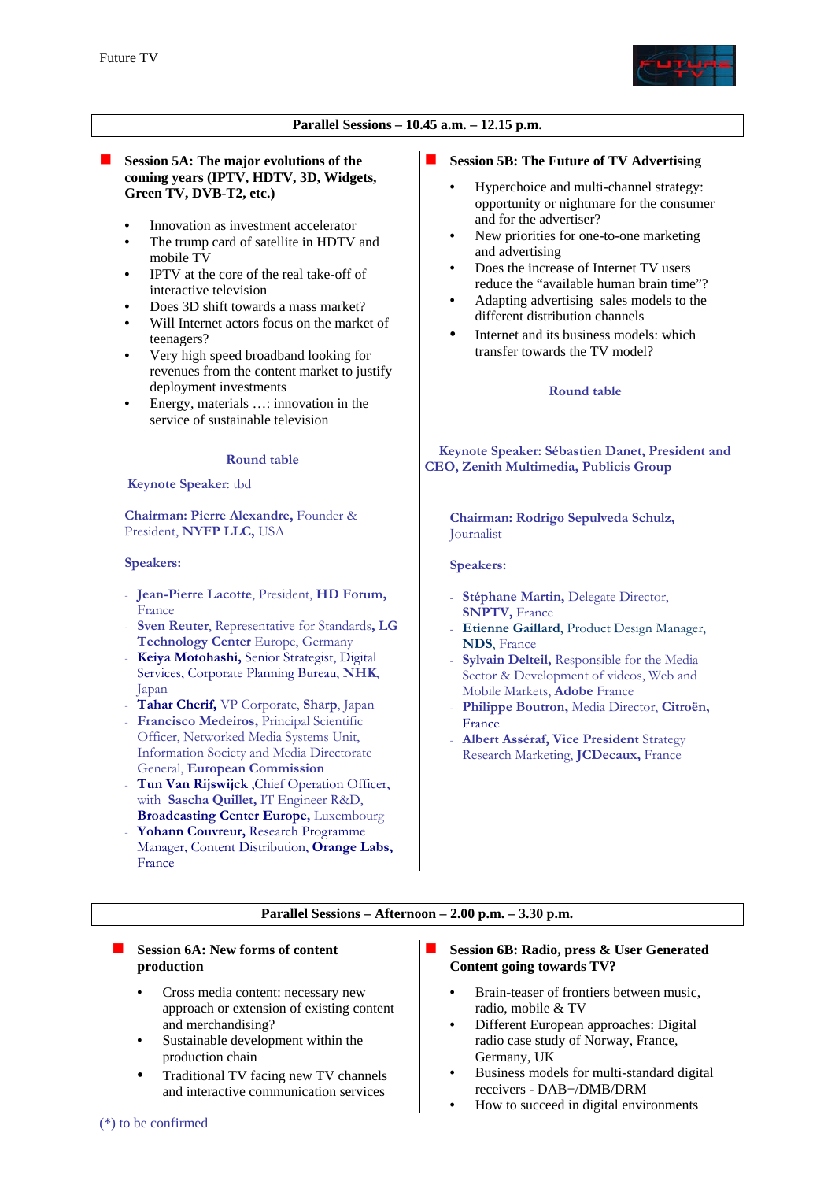## Parallel Sessions – 10.45 a.m. – 12.15 p.m.

### Session 5A: The major evolutions of the coming years (IPTV, HDTV, 3D, Widgets, Green TV, DVB-T2, etc.)

- Innovation as investment accelerator
- The trump card of satellite in HDTV and mobile TV
- IPTV at the core of the real take-off of interactive television
- Does 3D shift towards a mass market?
- Will Internet actors focus on the market of teenagers?
- Very high speed broadband looking for revenues from the content market to justify deployment investments
- Energy, materials …: innovation in the service of sustainable television

**Round table**

**Keynote Speaker**: tbd

**Chairman: Pierre Alexandre,** Founder & President, **NYFP LLC,** USA

**Speakers:**

- **Jean-Pierre Lacotte**, President, **HD Forum,** France
- **Sven Reuter**, Representative for Standards**, LG Technology Center** Europe, Germany
- **Keiya Motohashi,** Senior Strategist, Digital Services, Corporate Planning Bureau, **NHK**, Japan
- **Tahar Cherif,** VP Corporate, **Sharp**, Japan
- **Francisco Medeiros,** Principal Scientific Officer, Networked Media Systems Unit, Information Society and Media Directorate General, **European Commission**
- **Tun Van Rijswijck** ,Chief Operation Officer, with **Sascha Quillet,** IT Engineer R&D, **Broadcasting Center Europe,** Luxembourg
- **Yohann Couvreur,** Research Programme Manager, Content Distribution, **Orange Labs,** France

### Session 5B: The Future of TV Advertising

- Hyperchoice and multi-channel strategy: opportunity or nightmare for the consumer and for the advertiser?
- New priorities for one-to-one marketing and advertising
- Does the increase of Internet TV users reduce the "available human brain time"?
- Adapting advertising sales models to the different distribution channels
- Internet and its business models: which transfer towards the TV model?

**Round table**

**Keynote Speaker: Sébastien Danet, President and CEO, Zenith Multimedia, Publicis Group**

**Chairman: Rodrigo Sepulveda Schulz,** Journalist

**Speakers:**

- **Stéphane Martin,** Delegate Director, **SNPTV,** France
- **Etienne Gaillard**, Product Design Manager, **NDS**, France
- **Sylvain Delteil,** Responsible for the Media Sector & Development of videos, Web and Mobile Markets, **Adobe** France
- **Philippe Boutron,** Media Director, **Citroën,** France
- **Albert Asséraf, Vice President** Strategy Research Marketing, **JCDecaux,** France

## Parallel Sessions – Afternoon – 2.00 p.m. – 3.30 p.m.

### Session 6A: New forms of content production

- Cross media content: necessary new approach or extension of existing content and merchandising?
- Sustainable development within the production chain
- Traditional TV facing new TV channels and interactive communication services

### Session 6B: Radio, press & User Generated Content going towards TV?

- Brain-teaser of frontiers between music, radio, mobile & TV
- Different European approaches: Digital radio case study of Norway, France, Germany, UK
- Business models for multi-standard digital receivers - DAB+/DMB/DRM
- How to succeed in digital environments

(*) to be confirmed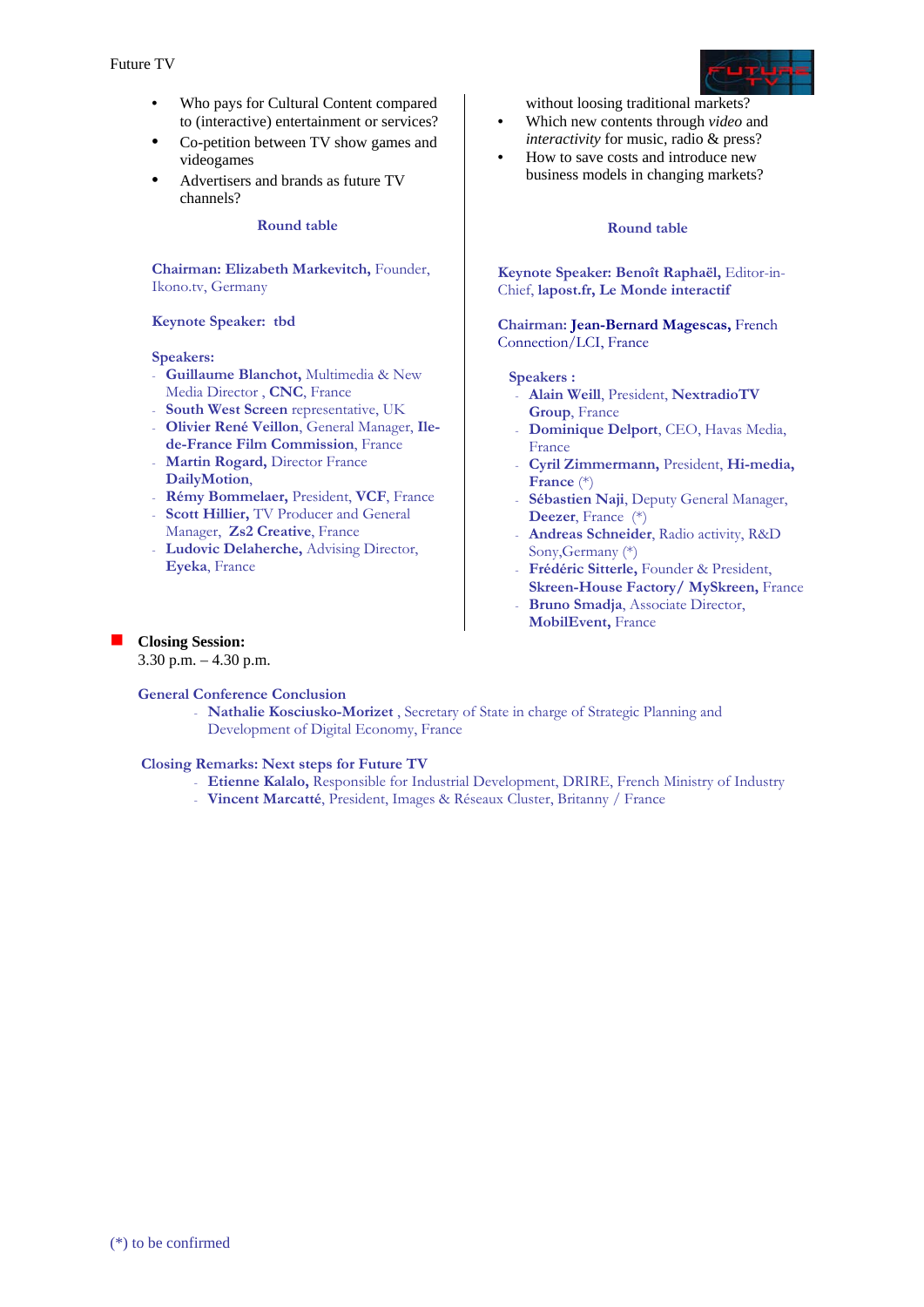- Who pays for Cultural Content compared to (interactive) entertainment or services?
- Co-petition between TV show games and videogames
- Advertisers and brands as future TV channels?

**Round table**

**Chairman: Elizabeth Markevitch,** Founder, Ikono.tv, Germany

**Keynote Speaker: tbd**

**Speakers:**

- **Guillaume Blanchot,** Multimedia & New Media Director , **CNC**, France
- **South West Screen** representative, UK
- **Olivier René Veillon**, General Manager, **Ile-de-France Film Commission**, France
- **Martin Rogard,** Director France **DailyMotion**,
- **Rémy Bommelaer,** President, **VCF**, France
- **Scott Hillier,** TV Producer and General Manager, **Zs2 Creative**, France
- **Ludovic Delaherche,** Advising Director, **Eyeka**, France

without loosing traditional markets?

- Which new contents through *video* and *interactivity* for music, radio & press?
- How to save costs and introduce new business models in changing markets?

**Round table**

**Keynote Speaker: Benoît Raphaël,** Editor-in-Chief, **lapost.fr, Le Monde interactif**

**Chairman: Jean-Bernard Magescas,** French Connection/LCI, France

**Speakers :**

- **Alain Weill**, President, **NextradioTV Group**, France
- **Dominique Delport**, CEO, Havas Media, France
- **Cyril Zimmermann,** President, **Hi-media, France** (*)
- **Sébastien Naji**, Deputy General Manager, **Deezer**, France (*)
- **Andreas Schneider**, Radio activity, R&D Sony,Germany (*)
- **Frédéric Sitterle,** Founder & President, **Skreen-House Factory/ MySkreen,** France
- **Bruno Smadja**, Associate Director, **MobilEvent,** France

## Closing Session:

3.30 p.m. – 4.30 p.m.

**General Conference Conclusion**

- **Nathalie Kosciusko-Morizet** , Secretary of State in charge of Strategic Planning and Development of Digital Economy, France

**Closing Remarks: Next steps for Future TV**

- **Etienne Kalalo,** Responsible for Industrial Development, DRIRE, French Ministry of Industry
- **Vincent Marcatté**, President, Images & Réseaux Cluster, Britanny / France

(*) to be confirmed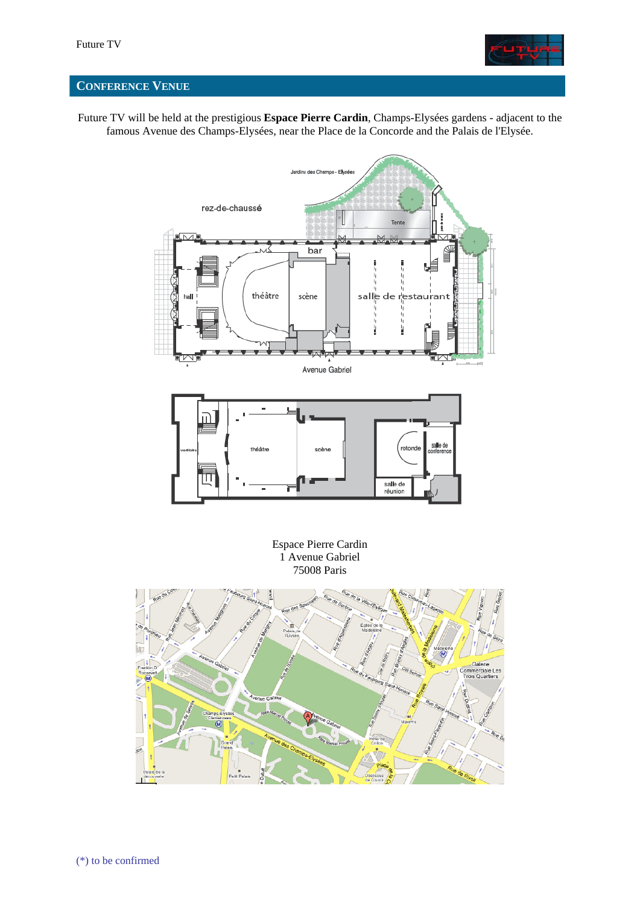## CONFERENCE VENUE

Future TV will be held at the prestigious **Espace Pierre Cardin**, Champs-Elysées gardens - adjacent to the famous Avenue des Champs-Elysées, near the Place de la Concorde and the Palais de l'Elysée.

Espace Pierre Cardin
1 Avenue Gabriel
75008 Paris

(*) to be confirmed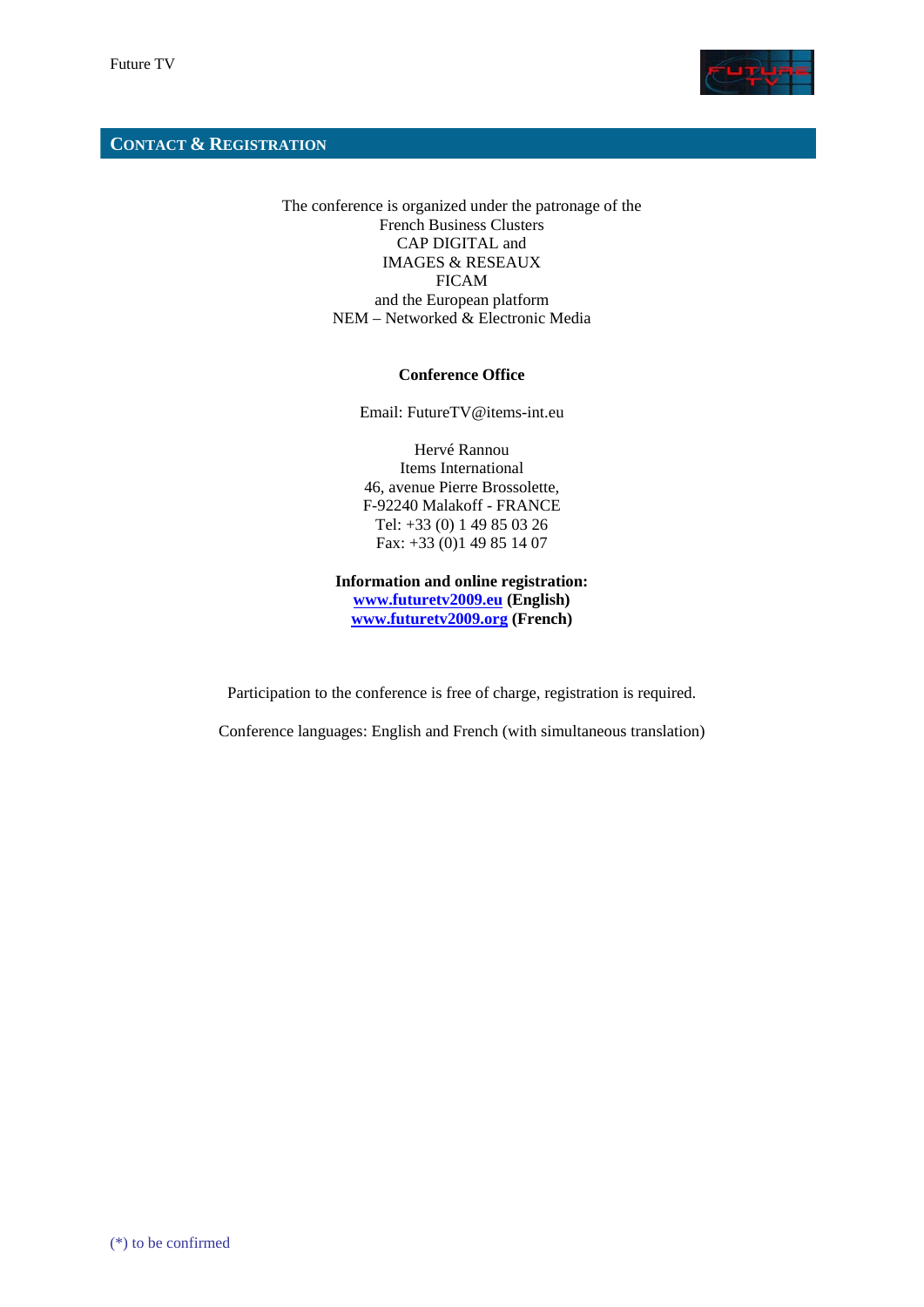## CONTACT & REGISTRATION

The conference is organized under the patronage of the
French Business Clusters
CAP DIGITAL and
IMAGES & RESEAUX
FICAM
and the European platform
NEM – Networked & Electronic Media

**Conference Office**

Email: FutureTV@items-int.eu

Hervé Rannou
Items International
46, avenue Pierre Brossolette,
F-92240 Malakoff - FRANCE
Tel: +33 (0) 1 49 85 03 26
Fax: +33 (0)1 49 85 14 07

**Information and online registration:**
**www.futuretv2009.eu (English)**
**www.futuretv2009.org (French)**

Participation to the conference is free of charge, registration is required.

Conference languages: English and French (with simultaneous translation)

(*) to be confirmed